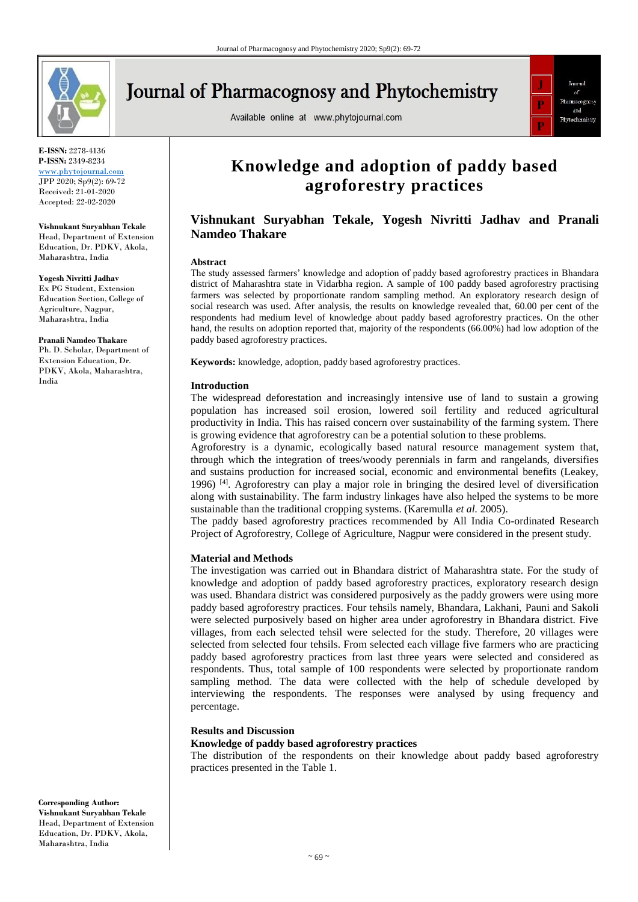# Knowledge and adoption of paddy based agroforestry practices

**Vishnukant Suryabhan Tekale, Yogesh Nivritti Jadhav and Pranali Namdeo Thakare**

**E-ISSN:** 2278-4136
**P-ISSN:** 2349-8234
www.phytojournal.com
JPP 2020; Sp9(2): 69-72
Received: 21-01-2020
Accepted: 22-02-2020

**Vishnukant Suryabhan Tekale**
Head, Department of Extension Education, Dr. PDKV, Akola, Maharashtra, India

**Yogesh Nivritti Jadhav**
Ex PG Student, Extension Education Section, College of Agriculture, Nagpur, Maharashtra, India

**Pranali Namdeo Thakare**
Ph. D. Scholar, Department of Extension Education, Dr. PDKV, Akola, Maharashtra, India

**Corresponding Author:**
**Vishnukant Suryabhan Tekale**
Head, Department of Extension Education, Dr. PDKV, Akola, Maharashtra, India

## Abstract

The study assessed farmers' knowledge and adoption of paddy based agroforestry practices in Bhandara district of Maharashtra state in Vidarbha region. A sample of 100 paddy based agroforestry practising farmers was selected by proportionate random sampling method. An exploratory research design of social research was used. After analysis, the results on knowledge revealed that, 60.00 per cent of the respondents had medium level of knowledge about paddy based agroforestry practices. On the other hand, the results on adoption reported that, majority of the respondents (66.00%) had low adoption of the paddy based agroforestry practices.

**Keywords:** knowledge, adoption, paddy based agroforestry practices.

## Introduction

The widespread deforestation and increasingly intensive use of land to sustain a growing population has increased soil erosion, lowered soil fertility and reduced agricultural productivity in India. This has raised concern over sustainability of the farming system. There is growing evidence that agroforestry can be a potential solution to these problems.

Agroforestry is a dynamic, ecologically based natural resource management system that, through which the integration of trees/woody perennials in farm and rangelands, diversifies and sustains production for increased social, economic and environmental benefits (Leakey, 1996) [4]. Agroforestry can play a major role in bringing the desired level of diversification along with sustainability. The farm industry linkages have also helped the systems to be more sustainable than the traditional cropping systems. (Karemulla *et al.* 2005).

The paddy based agroforestry practices recommended by All India Co-ordinated Research Project of Agroforestry, College of Agriculture, Nagpur were considered in the present study.

## Material and Methods

The investigation was carried out in Bhandara district of Maharashtra state. For the study of knowledge and adoption of paddy based agroforestry practices, exploratory research design was used. Bhandara district was considered purposively as the paddy growers were using more paddy based agroforestry practices. Four tehsils namely, Bhandara, Lakhani, Pauni and Sakoli were selected purposively based on higher area under agroforestry in Bhandara district. Five villages, from each selected tehsil were selected for the study. Therefore, 20 villages were selected from selected four tehsils. From selected each village five farmers who are practicing paddy based agroforestry practices from last three years were selected and considered as respondents. Thus, total sample of 100 respondents were selected by proportionate random sampling method. The data were collected with the help of schedule developed by interviewing the respondents. The responses were analysed by using frequency and percentage.

## Results and Discussion

### Knowledge of paddy based agroforestry practices

The distribution of the respondents on their knowledge about paddy based agroforestry practices presented in the Table 1.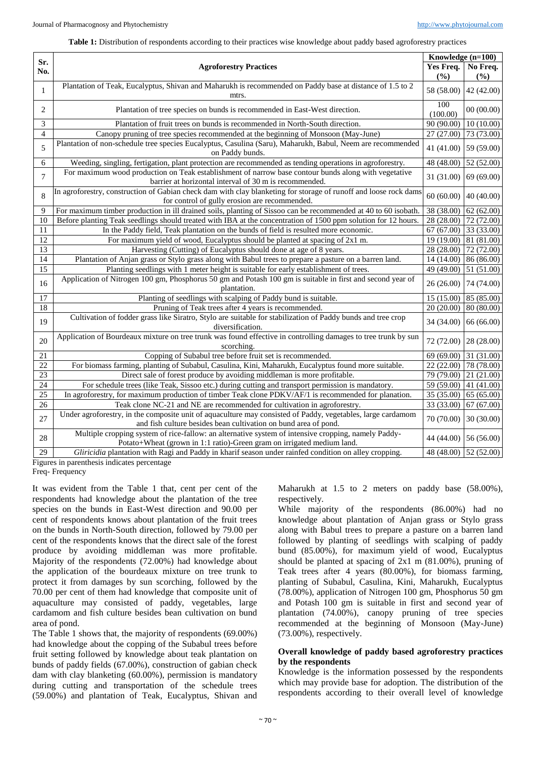**Table 1:** Distribution of respondents according to their practices wise knowledge about paddy based agroforestry practices

| Sr. No. | Agroforestry Practices | Knowledge (n=100) | |
|---|---|---|---|
| | | Yes Freq. (%) | No Freq. (%) |
| 1 | Plantation of Teak, Eucalyptus, Shivan and Maharukh is recommended on Paddy base at distance of 1.5 to 2 mtrs. | 58 (58.00) | 42 (42.00) |
| 2 | Plantation of tree species on bunds is recommended in East-West direction. | 100 (100.00) | 00 (00.00) |
| 3 | Plantation of fruit trees on bunds is recommended in North-South direction. | 90 (90.00) | 10 (10.00) |
| 4 | Canopy pruning of tree species recommended at the beginning of Monsoon (May-June) | 27 (27.00) | 73 (73.00) |
| 5 | Plantation of non-schedule tree species Eucalyptus, Casulina (Saru), Maharukh, Babul, Neem are recommended on Paddy bunds. | 41 (41.00) | 59 (59.00) |
| 6 | Weeding, singling, fertigation, plant protection are recommended as tending operations in agroforestry. | 48 (48.00) | 52 (52.00) |
| 7 | For maximum wood production on Teak establishment of narrow base contour bunds along with vegetative barrier at horizontal interval of 30 m is recommended. | 31 (31.00) | 69 (69.00) |
| 8 | In agroforestry, construction of Gabian check dam with clay blanketing for storage of runoff and loose rock dams for control of gully erosion are recommended. | 60 (60.00) | 40 (40.00) |
| 9 | For maximum timber production in ill drained soils, planting of Sissoo can be recommended at 40 to 60 isobath. | 38 (38.00) | 62 (62.00) |
| 10 | Before planting Teak seedlings should treated with IBA at the concentration of 1500 ppm solution for 12 hours. | 28 (28.00) | 72 (72.00) |
| 11 | In the Paddy field, Teak plantation on the bunds of field is resulted more economic. | 67 (67.00) | 33 (33.00) |
| 12 | For maximum yield of wood, Eucalyptus should be planted at spacing of 2x1 m. | 19 (19.00) | 81 (81.00) |
| 13 | Harvesting (Cutting) of Eucalyptus should done at age of 8 years. | 28 (28.00) | 72 (72.00) |
| 14 | Plantation of Anjan grass or Stylo grass along with Babul trees to prepare a pasture on a barren land. | 14 (14.00) | 86 (86.00) |
| 15 | Planting seedlings with 1 meter height is suitable for early establishment of trees. | 49 (49.00) | 51 (51.00) |
| 16 | Application of Nitrogen 100 gm, Phosphorus 50 gm and Potash 100 gm is suitable in first and second year of plantation. | 26 (26.00) | 74 (74.00) |
| 17 | Planting of seedlings with scalping of Paddy bund is suitable. | 15 (15.00) | 85 (85.00) |
| 18 | Pruning of Teak trees after 4 years is recommended. | 20 (20.00) | 80 (80.00) |
| 19 | Cultivation of fodder grass like Siratro, Stylo are suitable for stabilization of Paddy bunds and tree crop diversification. | 34 (34.00) | 66 (66.00) |
| 20 | Application of Bourdeaux mixture on tree trunk was found effective in controlling damages to tree trunk by sun scorching. | 72 (72.00) | 28 (28.00) |
| 21 | Copping of Subabul tree before fruit set is recommended. | 69 (69.00) | 31 (31.00) |
| 22 | For biomass farming, planting of Subabul, Casulina, Kini, Maharukh, Eucalyptus found more suitable. | 22 (22.00) | 78 (78.00) |
| 23 | Direct sale of forest produce by avoiding middleman is more profitable. | 79 (79.00) | 21 (21.00) |
| 24 | For schedule trees (like Teak, Sissoo etc.) during cutting and transport permission is mandatory. | 59 (59.00) | 41 (41.00) |
| 25 | In agroforestry, for maximum production of timber Teak clone PDKV/AF/1 is recommended for planation. | 35 (35.00) | 65 (65.00) |
| 26 | Teak clone NC-21 and NE are recommended for cultivation in agroforestry. | 33 (33.00) | 67 (67.00) |
| 27 | Under agroforestry, in the composite unit of aquaculture may consisted of Paddy, vegetables, large cardamom and fish culture besides bean cultivation on bund area of pond. | 70 (70.00) | 30 (30.00) |
| 28 | Multiple cropping system of rice-fallow: an alternative system of intensive cropping, namely Paddy-Potato+Wheat (grown in 1:1 ratio)-Green gram on irrigated medium land. | 44 (44.00) | 56 (56.00) |
| 29 | *Gliricidia* plantation with Ragi and Paddy in kharif season under rainfed condition on alley cropping. | 48 (48.00) | 52 (52.00) |

Figures in parenthesis indicates percentage

Freq- Frequency

It was evident from the Table 1 that, cent per cent of the respondents had knowledge about the plantation of the tree species on the bunds in East-West direction and 90.00 per cent of respondents knows about plantation of the fruit trees on the bunds in North-South direction, followed by 79.00 per cent of the respondents knows that the direct sale of the forest produce by avoiding middleman was more profitable. Majority of the respondents (72.00%) had knowledge about the application of the bourdeaux mixture on tree trunk to protect it from damages by sun scorching, followed by the 70.00 per cent of them had knowledge that composite unit of aquaculture may consisted of paddy, vegetables, large cardamom and fish culture besides bean cultivation on bund area of pond.

The Table 1 shows that, the majority of respondents (69.00%) had knowledge about the copping of the Subabul trees before fruit setting followed by knowledge about teak plantation on bunds of paddy fields (67.00%), construction of gabian check dam with clay blanketing (60.00%), permission is mandatory during cutting and transportation of the schedule trees (59.00%) and plantation of Teak, Eucalyptus, Shivan and Maharukh at 1.5 to 2 meters on paddy base (58.00%), respectively.

While majority of the respondents (86.00%) had no knowledge about plantation of Anjan grass or Stylo grass along with Babul trees to prepare a pasture on a barren land followed by planting of seedlings with scalping of paddy bund (85.00%), for maximum yield of wood, Eucalyptus should be planted at spacing of 2x1 m (81.00%), pruning of Teak trees after 4 years (80.00%), for biomass farming, planting of Subabul, Casulina, Kini, Maharukh, Eucalyptus (78.00%), application of Nitrogen 100 gm, Phosphorus 50 gm and Potash 100 gm is suitable in first and second year of plantation (74.00%), canopy pruning of tree species recommended at the beginning of Monsoon (May-June) (73.00%), respectively.

### Overall knowledge of paddy based agroforestry practices by the respondents

Knowledge is the information possessed by the respondents which may provide base for adoption. The distribution of the respondents according to their overall level of knowledge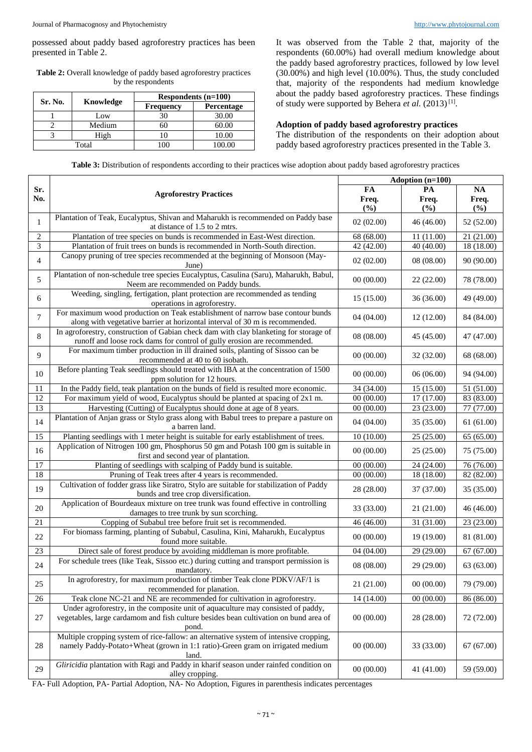possessed about paddy based agroforestry practices has been presented in Table 2.

**Table 2:** Overall knowledge of paddy based agroforestry practices by the respondents

| Sr. No. | Knowledge | Respondents (n=100) | |
|---|---|---|---|
| | | Frequency | Percentage |
| 1 | Low | 30 | 30.00 |
| 2 | Medium | 60 | 60.00 |
| 3 | High | 10 | 10.00 |
| Total | | 100 | 100.00 |

It was observed from the Table 2 that, majority of the respondents (60.00%) had overall medium knowledge about the paddy based agroforestry practices, followed by low level (30.00%) and high level (10.00%). Thus, the study concluded that, majority of the respondents had medium knowledge about the paddy based agroforestry practices. These findings of study were supported by Behera *et al.* (2013) [1].

### Adoption of paddy based agroforestry practices

The distribution of the respondents on their adoption about paddy based agroforestry practices presented in the Table 3.

**Table 3:** Distribution of respondents according to their practices wise adoption about paddy based agroforestry practices

| Sr. No. | Agroforestry Practices | Adoption (n=100) | | |
|---|---|---|---|---|
| | | FA Freq. (%) | PA Freq. (%) | NA Freq. (%) |
| 1 | Plantation of Teak, Eucalyptus, Shivan and Maharukh is recommended on Paddy base at distance of 1.5 to 2 mtrs. | 02 (02.00) | 46 (46.00) | 52 (52.00) |
| 2 | Plantation of tree species on bunds is recommended in East-West direction. | 68 (68.00) | 11 (11.00) | 21 (21.00) |
| 3 | Plantation of fruit trees on bunds is recommended in North-South direction. | 42 (42.00) | 40 (40.00) | 18 (18.00) |
| 4 | Canopy pruning of tree species recommended at the beginning of Monsoon (May-June) | 02 (02.00) | 08 (08.00) | 90 (90.00) |
| 5 | Plantation of non-schedule tree species Eucalyptus, Casulina (Saru), Maharukh, Babul, Neem are recommended on Paddy bunds. | 00 (00.00) | 22 (22.00) | 78 (78.00) |
| 6 | Weeding, singling, fertigation, plant protection are recommended as tending operations in agroforestry. | 15 (15.00) | 36 (36.00) | 49 (49.00) |
| 7 | For maximum wood production on Teak establishment of narrow base contour bunds along with vegetative barrier at horizontal interval of 30 m is recommended. | 04 (04.00) | 12 (12.00) | 84 (84.00) |
| 8 | In agroforestry, construction of Gabian check dam with clay blanketing for storage of runoff and loose rock dams for control of gully erosion are recommended. | 08 (08.00) | 45 (45.00) | 47 (47.00) |
| 9 | For maximum timber production in ill drained soils, planting of Sissoo can be recommended at 40 to 60 isobath. | 00 (00.00) | 32 (32.00) | 68 (68.00) |
| 10 | Before planting Teak seedlings should treated with IBA at the concentration of 1500 ppm solution for 12 hours. | 00 (00.00) | 06 (06.00) | 94 (94.00) |
| 11 | In the Paddy field, teak plantation on the bunds of field is resulted more economic. | 34 (34.00) | 15 (15.00) | 51 (51.00) |
| 12 | For maximum yield of wood, Eucalyptus should be planted at spacing of 2x1 m. | 00 (00.00) | 17 (17.00) | 83 (83.00) |
| 13 | Harvesting (Cutting) of Eucalyptus should done at age of 8 years. | 00 (00.00) | 23 (23.00) | 77 (77.00) |
| 14 | Plantation of Anjan grass or Stylo grass along with Babul trees to prepare a pasture on a barren land. | 04 (04.00) | 35 (35.00) | 61 (61.00) |
| 15 | Planting seedlings with 1 meter height is suitable for early establishment of trees. | 10 (10.00) | 25 (25.00) | 65 (65.00) |
| 16 | Application of Nitrogen 100 gm, Phosphorus 50 gm and Potash 100 gm is suitable in first and second year of plantation. | 00 (00.00) | 25 (25.00) | 75 (75.00) |
| 17 | Planting of seedlings with scalping of Paddy bund is suitable. | 00 (00.00) | 24 (24.00) | 76 (76.00) |
| 18 | Pruning of Teak trees after 4 years is recommended. | 00 (00.00) | 18 (18.00) | 82 (82.00) |
| 19 | Cultivation of fodder grass like Siratro, Stylo are suitable for stabilization of Paddy bunds and tree crop diversification. | 28 (28.00) | 37 (37.00) | 35 (35.00) |
| 20 | Application of Bourdeaux mixture on tree trunk was found effective in controlling damages to tree trunk by sun scorching. | 33 (33.00) | 21 (21.00) | 46 (46.00) |
| 21 | Copping of Subabul tree before fruit set is recommended. | 46 (46.00) | 31 (31.00) | 23 (23.00) |
| 22 | For biomass farming, planting of Subabul, Casulina, Kini, Maharukh, Eucalyptus found more suitable. | 00 (00.00) | 19 (19.00) | 81 (81.00) |
| 23 | Direct sale of forest produce by avoiding middleman is more profitable. | 04 (04.00) | 29 (29.00) | 67 (67.00) |
| 24 | For schedule trees (like Teak, Sissoo etc.) during cutting and transport permission is mandatory. | 08 (08.00) | 29 (29.00) | 63 (63.00) |
| 25 | In agroforestry, for maximum production of timber Teak clone PDKV/AF/1 is recommended for planation. | 21 (21.00) | 00 (00.00) | 79 (79.00) |
| 26 | Teak clone NC-21 and NE are recommended for cultivation in agroforestry. | 14 (14.00) | 00 (00.00) | 86 (86.00) |
| 27 | Under agroforestry, in the composite unit of aquaculture may consisted of paddy, vegetables, large cardamom and fish culture besides bean cultivation on bund area of pond. | 00 (00.00) | 28 (28.00) | 72 (72.00) |
| 28 | Multiple cropping system of rice-fallow: an alternative system of intensive cropping, namely Paddy-Potato+Wheat (grown in 1:1 ratio)-Green gram on irrigated medium land. | 00 (00.00) | 33 (33.00) | 67 (67.00) |
| 29 | *Gliricidia* plantation with Ragi and Paddy in kharif season under rainfed condition on alley cropping. | 00 (00.00) | 41 (41.00) | 59 (59.00) |

FA- Full Adoption, PA- Partial Adoption, NA- No Adoption, Figures in parenthesis indicates percentages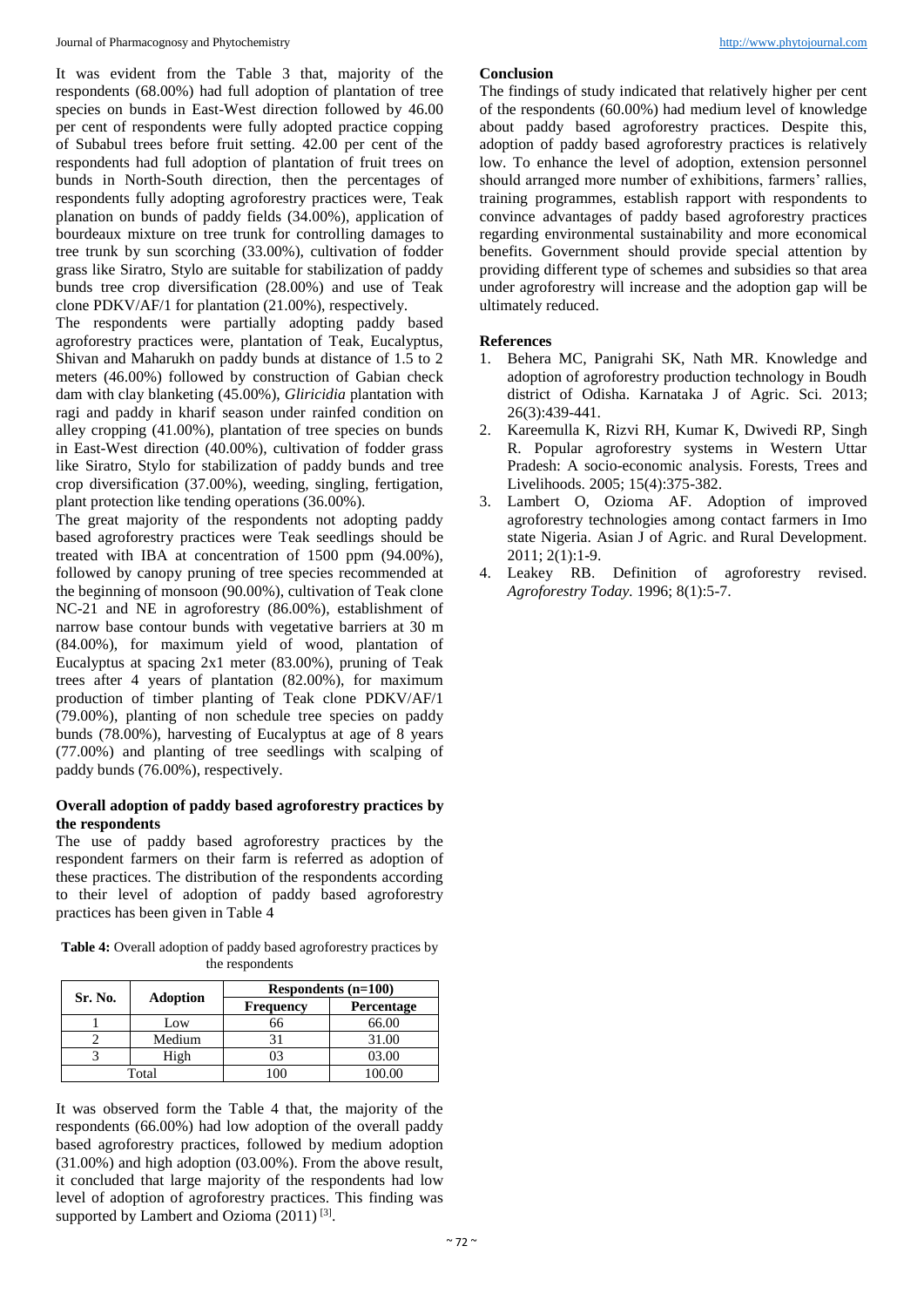It was evident from the Table 3 that, majority of the respondents (68.00%) had full adoption of plantation of tree species on bunds in East-West direction followed by 46.00 per cent of respondents were fully adopted practice copping of Subabul trees before fruit setting. 42.00 per cent of the respondents had full adoption of plantation of fruit trees on bunds in North-South direction, then the percentages of respondents fully adopting agroforestry practices were, Teak planation on bunds of paddy fields (34.00%), application of bourdeaux mixture on tree trunk for controlling damages to tree trunk by sun scorching (33.00%), cultivation of fodder grass like Siratro, Stylo are suitable for stabilization of paddy bunds tree crop diversification (28.00%) and use of Teak clone PDKV/AF/1 for plantation (21.00%), respectively.

The respondents were partially adopting paddy based agroforestry practices were, plantation of Teak, Eucalyptus, Shivan and Maharukh on paddy bunds at distance of 1.5 to 2 meters (46.00%) followed by construction of Gabian check dam with clay blanketing (45.00%), *Gliricidia* plantation with ragi and paddy in kharif season under rainfed condition on alley cropping (41.00%), plantation of tree species on bunds in East-West direction (40.00%), cultivation of fodder grass like Siratro, Stylo for stabilization of paddy bunds and tree crop diversification (37.00%), weeding, singling, fertigation, plant protection like tending operations (36.00%).

The great majority of the respondents not adopting paddy based agroforestry practices were Teak seedlings should be treated with IBA at concentration of 1500 ppm (94.00%), followed by canopy pruning of tree species recommended at the beginning of monsoon (90.00%), cultivation of Teak clone NC-21 and NE in agroforestry (86.00%), establishment of narrow base contour bunds with vegetative barriers at 30 m (84.00%), for maximum yield of wood, plantation of Eucalyptus at spacing 2x1 meter (83.00%), pruning of Teak trees after 4 years of plantation (82.00%), for maximum production of timber planting of Teak clone PDKV/AF/1 (79.00%), planting of non schedule tree species on paddy bunds (78.00%), harvesting of Eucalyptus at age of 8 years (77.00%) and planting of tree seedlings with scalping of paddy bunds (76.00%), respectively.

## Overall adoption of paddy based agroforestry practices by the respondents

The use of paddy based agroforestry practices by the respondent farmers on their farm is referred as adoption of these practices. The distribution of the respondents according to their level of adoption of paddy based agroforestry practices has been given in Table 4

**Table 4:** Overall adoption of paddy based agroforestry practices by the respondents

| Sr. No. | Adoption | Respondents (n=100) | |
|---|---|---|---|
| | | Frequency | Percentage |
| 1 | Low | 66 | 66.00 |
| 2 | Medium | 31 | 31.00 |
| 3 | High | 03 | 03.00 |
| Total | | 100 | 100.00 |

It was observed form the Table 4 that, the majority of the respondents (66.00%) had low adoption of the overall paddy based agroforestry practices, followed by medium adoption (31.00%) and high adoption (03.00%). From the above result, it concluded that large majority of the respondents had low level of adoption of agroforestry practices. This finding was supported by Lambert and Ozioma (2011) [3].

## Conclusion

The findings of study indicated that relatively higher per cent of the respondents (60.00%) had medium level of knowledge about paddy based agroforestry practices. Despite this, adoption of paddy based agroforestry practices is relatively low. To enhance the level of adoption, extension personnel should arranged more number of exhibitions, farmers' rallies, training programmes, establish rapport with respondents to convince advantages of paddy based agroforestry practices regarding environmental sustainability and more economical benefits. Government should provide special attention by providing different type of schemes and subsidies so that area under agroforestry will increase and the adoption gap will be ultimately reduced.

## References

1. Behera MC, Panigrahi SK, Nath MR. Knowledge and adoption of agroforestry production technology in Boudh district of Odisha. Karnataka J of Agric. Sci. 2013; 26(3):439-441.
2. Kareemulla K, Rizvi RH, Kumar K, Dwivedi RP, Singh R. Popular agroforestry systems in Western Uttar Pradesh: A socio-economic analysis. Forests, Trees and Livelihoods. 2005; 15(4):375-382.
3. Lambert O, Ozioma AF. Adoption of improved agroforestry technologies among contact farmers in Imo state Nigeria. Asian J of Agric. and Rural Development. 2011; 2(1):1-9.
4. Leakey RB. Definition of agroforestry revised. *Agroforestry Today*. 1996; 8(1):5-7.